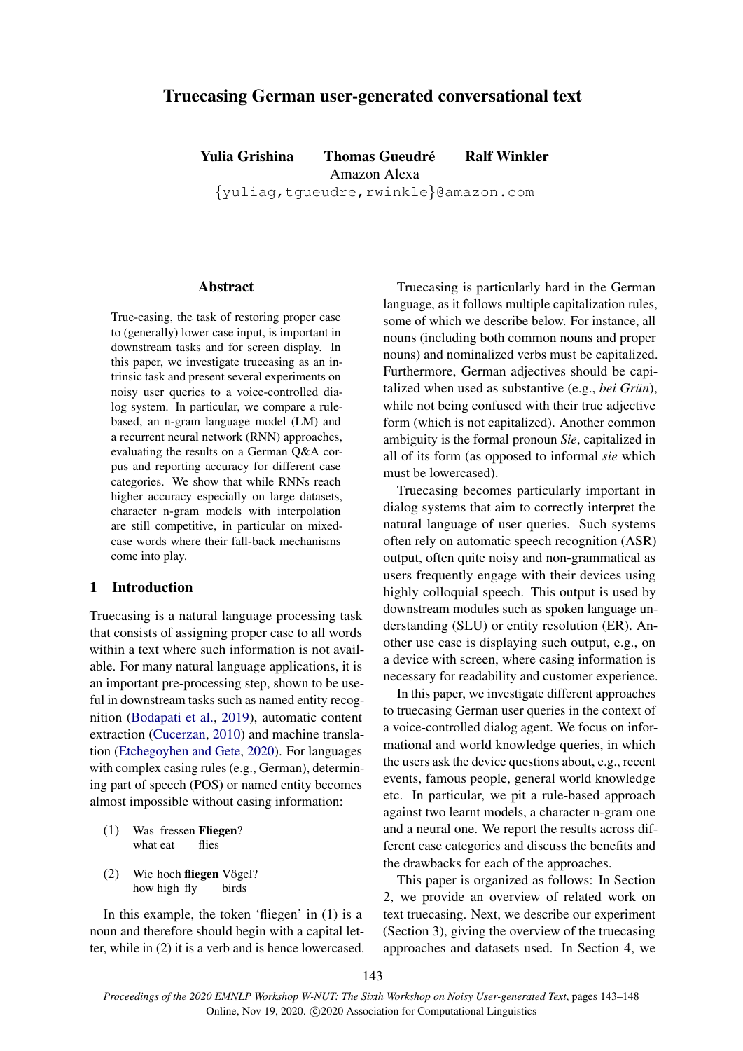# Truecasing German user-generated conversational text

**Yulia Grishina** **Thomas Gueudré** **Ralf Winkler**
Amazon Alexa
{yuliag,tgueudre,rwinkle}@amazon.com

## Abstract

True-casing, the task of restoring proper case to (generally) lower case input, is important in downstream tasks and for screen display. In this paper, we investigate truecasing as an intrinsic task and present several experiments on noisy user queries to a voice-controlled dialog system. In particular, we compare a rule-based, an n-gram language model (LM) and a recurrent neural network (RNN) approaches, evaluating the results on a German Q&A corpus and reporting accuracy for different case categories. We show that while RNNs reach higher accuracy especially on large datasets, character n-gram models with interpolation are still competitive, in particular on mixed-case words where their fall-back mechanisms come into play.

## 1 Introduction

Truecasing is a natural language processing task that consists of assigning proper case to all words within a text where such information is not available. For many natural language applications, it is an important pre-processing step, shown to be useful in downstream tasks such as named entity recognition (Bodapati et al., 2019), automatic content extraction (Cucerzan, 2010) and machine translation (Etchegoyhen and Gete, 2020). For languages with complex casing rules (e.g., German), determining part of speech (POS) or named entity becomes almost impossible without casing information:

(1) Was fressen **Fliegen**?
what eat flies

(2) Wie hoch **fliegen** Vögel?
how high fly birds

In this example, the token 'fliegen' in (1) is a noun and therefore should begin with a capital letter, while in (2) it is a verb and is hence lowercased.

Truecasing is particularly hard in the German language, as it follows multiple capitalization rules, some of which we describe below. For instance, all nouns (including both common nouns and proper nouns) and nominalized verbs must be capitalized. Furthermore, German adjectives should be capitalized when used as substantive (e.g., *bei Grün*), while not being confused with their true adjective form (which is not capitalized). Another common ambiguity is the formal pronoun *Sie*, capitalized in all of its form (as opposed to informal *sie* which must be lowercased).

Truecasing becomes particularly important in dialog systems that aim to correctly interpret the natural language of user queries. Such systems often rely on automatic speech recognition (ASR) output, often quite noisy and non-grammatical as users frequently engage with their devices using highly colloquial speech. This output is used by downstream modules such as spoken language understanding (SLU) or entity resolution (ER). Another use case is displaying such output, e.g., on a device with screen, where casing information is necessary for readability and customer experience.

In this paper, we investigate different approaches to truecasing German user queries in the context of a voice-controlled dialog agent. We focus on informational and world knowledge queries, in which the users ask the device questions about, e.g., recent events, famous people, general world knowledge etc. In particular, we pit a rule-based approach against two learnt models, a character n-gram one and a neural one. We report the results across different case categories and discuss the benefits and the drawbacks for each of the approaches.

This paper is organized as follows: In Section 2, we provide an overview of related work on text truecasing. Next, we describe our experiment (Section 3), giving the overview of the truecasing approaches and datasets used. In Section 4, we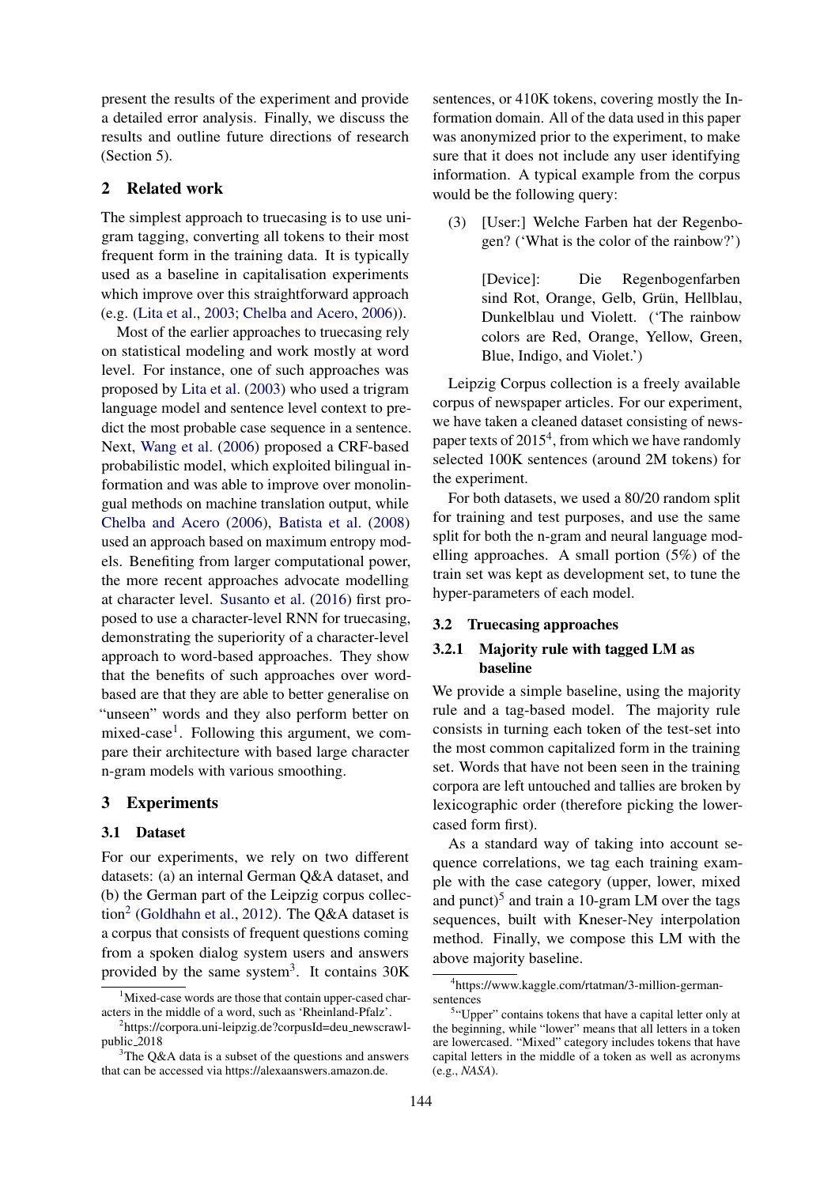present the results of the experiment and provide a detailed error analysis. Finally, we discuss the results and outline future directions of research (Section 5).

## 2 Related work

The simplest approach to truecasing is to use unigram tagging, converting all tokens to their most frequent form in the training data. It is typically used as a baseline in capitalisation experiments which improve over this straightforward approach (e.g. (Lita et al., 2003; Chelba and Acero, 2006)).

Most of the earlier approaches to truecasing rely on statistical modeling and work mostly at word level. For instance, one of such approaches was proposed by Lita et al. (2003) who used a trigram language model and sentence level context to predict the most probable case sequence in a sentence. Next, Wang et al. (2006) proposed a CRF-based probabilistic model, which exploited bilingual information and was able to improve over monolingual methods on machine translation output, while Chelba and Acero (2006), Batista et al. (2008) used an approach based on maximum entropy models. Benefiting from larger computational power, the more recent approaches advocate modelling at character level. Susanto et al. (2016) first proposed to use a character-level RNN for truecasing, demonstrating the superiority of a character-level approach to word-based approaches. They show that the benefits of such approaches over word-based are that they are able to better generalise on "unseen" words and they also perform better on mixed-case[1]. Following this argument, we compare their architecture with based large character n-gram models with various smoothing.

## 3 Experiments

### 3.1 Dataset

For our experiments, we rely on two different datasets: (a) an internal German Q&A dataset, and (b) the German part of the Leipzig corpus collection[2] (Goldhahn et al., 2012). The Q&A dataset is a corpus that consists of frequent questions coming from a spoken dialog system users and answers provided by the same system[3]. It contains 30K sentences, or 410K tokens, covering mostly the Information domain. All of the data used in this paper was anonymized prior to the experiment, to make sure that it does not include any user identifying information. A typical example from the corpus would be the following query:

(3) [User:] Welche Farben hat der Regenbogen? ('What is the color of the rainbow?')

[Device]: Die Regenbogenfarben sind Rot, Orange, Gelb, Grün, Hellblau, Dunkelblau und Violett. ('The rainbow colors are Red, Orange, Yellow, Green, Blue, Indigo, and Violet.')

Leipzig Corpus collection is a freely available corpus of newspaper articles. For our experiment, we have taken a cleaned dataset consisting of newspaper texts of 2015[4], from which we have randomly selected 100K sentences (around 2M tokens) for the experiment.

For both datasets, we used a 80/20 random split for training and test purposes, and use the same split for both the n-gram and neural language modelling approaches. A small portion (5%) of the train set was kept as development set, to tune the hyper-parameters of each model.

### 3.2 Truecasing approaches

#### 3.2.1 Majority rule with tagged LM as baseline

We provide a simple baseline, using the majority rule and a tag-based model. The majority rule consists in turning each token of the test-set into the most common capitalized form in the training set. Words that have not been seen in the training corpora are left untouched and tallies are broken by lexicographic order (therefore picking the lowercased form first).

As a standard way of taking into account sequence correlations, we tag each training example with the case category (upper, lower, mixed and punct)[5] and train a 10-gram LM over the tags sequences, built with Kneser-Ney interpolation method. Finally, we compose this LM with the above majority baseline.

---

[1] Mixed-case words are those that contain upper-cased characters in the middle of a word, such as 'Rheinland-Pfalz'.

[2] https://corpora.uni-leipzig.de?corpusId=deu_newscrawl-public_2018

[3] The Q&A data is a subset of the questions and answers that can be accessed via https://alexaanswers.amazon.de.

[4] https://www.kaggle.com/rtatman/3-million-german-sentences

[5] "Upper" contains tokens that have a capital letter only at the beginning, while "lower" means that all letters in a token are lowercased. "Mixed" category includes tokens that have capital letters in the middle of a token as well as acronyms (e.g., *NASA*).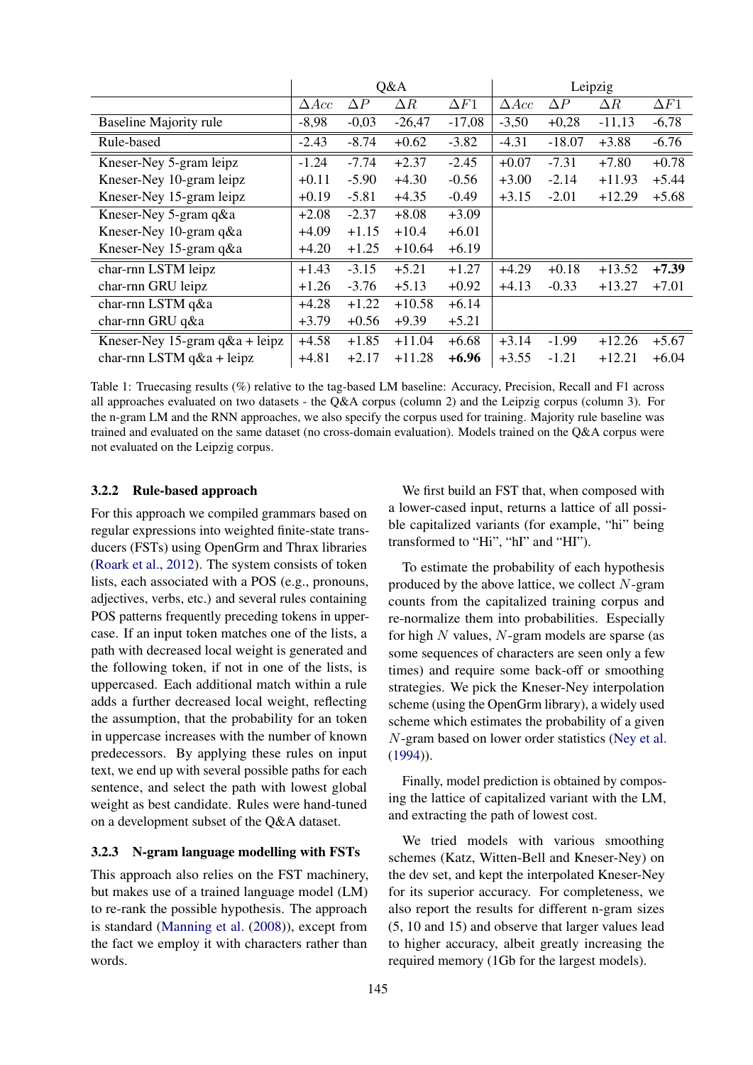| | Q&A | | | | Leipzig | | | |
|---|---|---|---|---|---|---|---|---|
| | $\Delta Acc$ | $\Delta P$ | $\Delta R$ | $\Delta F1$ | $\Delta Acc$ | $\Delta P$ | $\Delta R$ | $\Delta F1$ |
| Baseline Majority rule | -8,98 | -0,03 | -26,47 | -17,08 | -3,50 | +0,28 | -11,13 | -6,78 |
| Rule-based | -2.43 | -8.74 | +0.62 | -3.82 | -4.31 | -18.07 | +3.88 | -6.76 |
| Kneser-Ney 5-gram leipz | -1.24 | -7.74 | +2.37 | -2.45 | +0.07 | -7.31 | +7.80 | +0.78 |
| Kneser-Ney 10-gram leipz | +0.11 | -5.90 | +4.30 | -0.56 | +3.00 | -2.14 | +11.93 | +5.44 |
| Kneser-Ney 15-gram leipz | +0.19 | -5.81 | +4.35 | -0.49 | +3.15 | -2.01 | +12.29 | +5.68 |
| Kneser-Ney 5-gram q&a | +2.08 | -2.37 | +8.08 | +3.09 | | | | |
| Kneser-Ney 10-gram q&a | +4.09 | +1.15 | +10.4 | +6.01 | | | | |
| Kneser-Ney 15-gram q&a | +4.20 | +1.25 | +10.64 | +6.19 | | | | |
| char-rnn LSTM leipz | +1.43 | -3.15 | +5.21 | +1.27 | +4.29 | +0.18 | +13.52 | **+7.39** |
| char-rnn GRU leipz | +1.26 | -3.76 | +5.13 | +0.92 | +4.13 | -0.33 | +13.27 | +7.01 |
| char-rnn LSTM q&a | +4.28 | +1.22 | +10.58 | +6.14 | | | | |
| char-rnn GRU q&a | +3.79 | +0.56 | +9.39 | +5.21 | | | | |
| Kneser-Ney 15-gram q&a + leipz | +4.58 | +1.85 | +11.04 | +6.68 | +3.14 | -1.99 | +12.26 | +5.67 |
| char-rnn LSTM q&a + leipz | +4.81 | +2.17 | +11.28 | **+6.96** | +3.55 | -1.21 | +12.21 | +6.04 |

Table 1: Truecasing results (%) relative to the tag-based LM baseline: Accuracy, Precision, Recall and F1 across all approaches evaluated on two datasets - the Q&A corpus (column 2) and the Leipzig corpus (column 3). For the n-gram LM and the RNN approaches, we also specify the corpus used for training. Majority rule baseline was trained and evaluated on the same dataset (no cross-domain evaluation). Models trained on the Q&A corpus were not evaluated on the Leipzig corpus.

### 3.2.2 Rule-based approach

For this approach we compiled grammars based on regular expressions into weighted finite-state transducers (FSTs) using OpenGrm and Thrax libraries (Roark et al., 2012). The system consists of token lists, each associated with a POS (e.g., pronouns, adjectives, verbs, etc.) and several rules containing POS patterns frequently preceding tokens in uppercase. If an input token matches one of the lists, a path with decreased local weight is generated and the following token, if not in one of the lists, is uppercased. Each additional match within a rule adds a further decreased local weight, reflecting the assumption, that the probability for an token in uppercase increases with the number of known predecessors. By applying these rules on input text, we end up with several possible paths for each sentence, and select the path with lowest global weight as best candidate. Rules were hand-tuned on a development subset of the Q&A dataset.

### 3.2.3 N-gram language modelling with FSTs

This approach also relies on the FST machinery, but makes use of a trained language model (LM) to re-rank the possible hypothesis. The approach is standard (Manning et al. (2008)), except from the fact we employ it with characters rather than words.

We first build an FST that, when composed with a lower-cased input, returns a lattice of all possible capitalized variants (for example, "hi" being transformed to "Hi", "hI" and "HI").

To estimate the probability of each hypothesis produced by the above lattice, we collect $N$-gram counts from the capitalized training corpus and re-normalize them into probabilities. Especially for high $N$ values, $N$-gram models are sparse (as some sequences of characters are seen only a few times) and require some back-off or smoothing strategies. We pick the Kneser-Ney interpolation scheme (using the OpenGrm library), a widely used scheme which estimates the probability of a given $N$-gram based on lower order statistics (Ney et al. (1994)).

Finally, model prediction is obtained by composing the lattice of capitalized variant with the LM, and extracting the path of lowest cost.

We tried models with various smoothing schemes (Katz, Witten-Bell and Kneser-Ney) on the dev set, and kept the interpolated Kneser-Ney for its superior accuracy. For completeness, we also report the results for different n-gram sizes (5, 10 and 15) and observe that larger values lead to higher accuracy, albeit greatly increasing the required memory (1Gb for the largest models).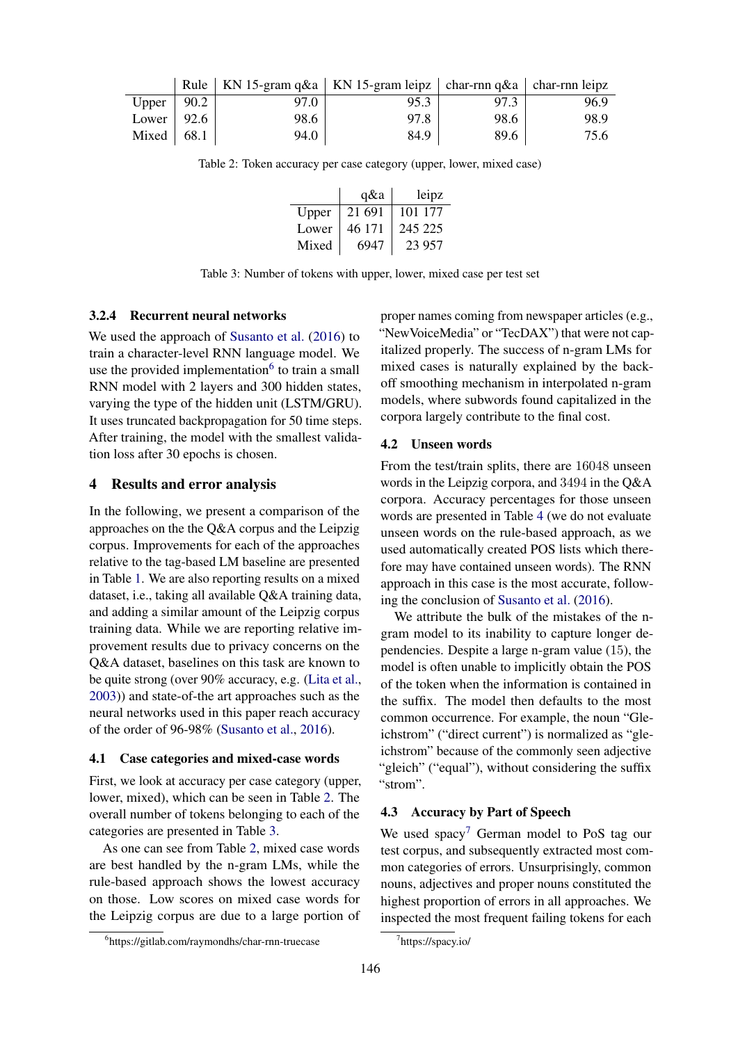| | Rule | KN 15-gram q&a | KN 15-gram leipz | char-rnn q&a | char-rnn leipz |
|---|---|---|---|---|---|
| Upper | 90.2 | 97.0 | 95.3 | 97.3 | 96.9 |
| Lower | 92.6 | 98.6 | 97.8 | 98.6 | 98.9 |
| Mixed | 68.1 | 94.0 | 84.9 | 89.6 | 75.6 |

Table 2: Token accuracy per case category (upper, lower, mixed case)

| | q&a | leipz |
|---|---|---|
| Upper | 21 691 | 101 177 |
| Lower | 46 171 | 245 225 |
| Mixed | 6947 | 23 957 |

Table 3: Number of tokens with upper, lower, mixed case per test set

#### 3.2.4 Recurrent neural networks

We used the approach of Susanto et al. (2016) to train a character-level RNN language model. We use the provided implementation[6] to train a small RNN model with 2 layers and 300 hidden states, varying the type of the hidden unit (LSTM/GRU). It uses truncated backpropagation for 50 time steps. After training, the model with the smallest validation loss after 30 epochs is chosen.

## 4 Results and error analysis

In the following, we present a comparison of the approaches on the the Q&A corpus and the Leipzig corpus. Improvements for each of the approaches relative to the tag-based LM baseline are presented in Table 1. We are also reporting results on a mixed dataset, i.e., taking all available Q&A training data, and adding a similar amount of the Leipzig corpus training data. While we are reporting relative improvement results due to privacy concerns on the Q&A dataset, baselines on this task are known to be quite strong (over 90% accuracy, e.g. (Lita et al., 2003)) and state-of-the art approaches such as the neural networks used in this paper reach accuracy of the order of 96-98% (Susanto et al., 2016).

### 4.1 Case categories and mixed-case words

First, we look at accuracy per case category (upper, lower, mixed), which can be seen in Table 2. The overall number of tokens belonging to each of the categories are presented in Table 3.

As one can see from Table 2, mixed case words are best handled by the n-gram LMs, while the rule-based approach shows the lowest accuracy on those. Low scores on mixed case words for the Leipzig corpus are due to a large portion of proper names coming from newspaper articles (e.g., "NewVoiceMedia" or "TecDAX") that were not capitalized properly. The success of n-gram LMs for mixed cases is naturally explained by the backoff smoothing mechanism in interpolated n-gram models, where subwords found capitalized in the corpora largely contribute to the final cost.

### 4.2 Unseen words

From the test/train splits, there are 16048 unseen words in the Leipzig corpora, and 3494 in the Q&A corpora. Accuracy percentages for those unseen words are presented in Table 4 (we do not evaluate unseen words on the rule-based approach, as we used automatically created POS lists which therefore may have contained unseen words). The RNN approach in this case is the most accurate, following the conclusion of Susanto et al. (2016).

We attribute the bulk of the mistakes of the n-gram model to its inability to capture longer dependencies. Despite a large n-gram value (15), the model is often unable to implicitly obtain the POS of the token when the information is contained in the suffix. The model then defaults to the most common occurrence. For example, the noun "Gleichstrom" ("direct current") is normalized as "gleichstrom" because of the commonly seen adjective "gleich" ("equal"), without considering the suffix "strom".

### 4.3 Accuracy by Part of Speech

We used spacy[7] German model to PoS tag our test corpus, and subsequently extracted most common categories of errors. Unsurprisingly, common nouns, adjectives and proper nouns constituted the highest proportion of errors in all approaches. We inspected the most frequent failing tokens for each

[6] https://gitlab.com/raymondhs/char-rnn-truecase

[7] https://spacy.io/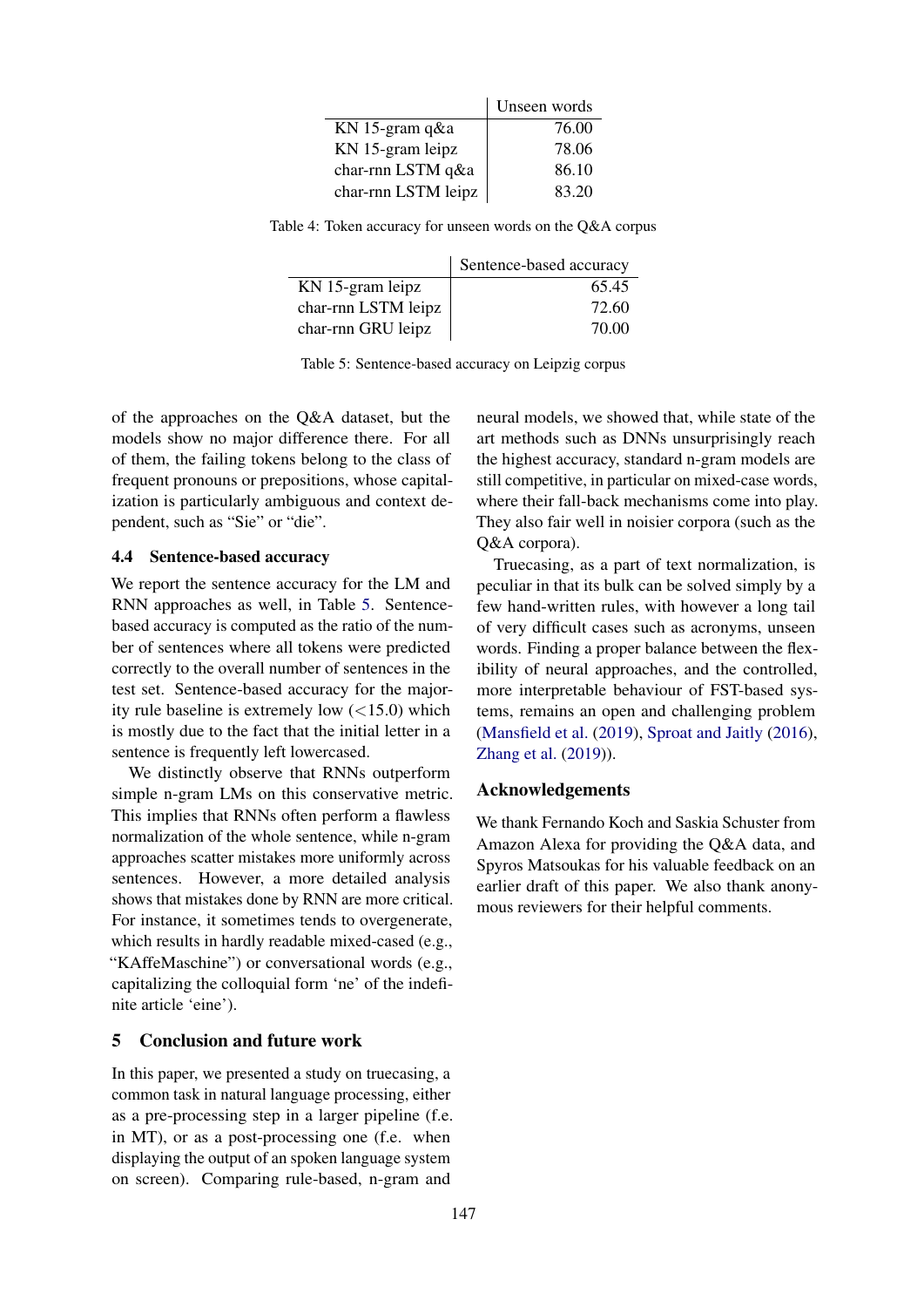| | Unseen words |
|---|---|
| KN 15-gram q&a | 76.00 |
| KN 15-gram leipz | 78.06 |
| char-rnn LSTM q&a | 86.10 |
| char-rnn LSTM leipz | 83.20 |

Table 4: Token accuracy for unseen words on the Q&A corpus

| | Sentence-based accuracy |
|---|---|
| KN 15-gram leipz | 65.45 |
| char-rnn LSTM leipz | 72.60 |
| char-rnn GRU leipz | 70.00 |

Table 5: Sentence-based accuracy on Leipzig corpus

of the approaches on the Q&A dataset, but the models show no major difference there. For all of them, the failing tokens belong to the class of frequent pronouns or prepositions, whose capitalization is particularly ambiguous and context dependent, such as "Sie" or "die".

### 4.4 Sentence-based accuracy

We report the sentence accuracy for the LM and RNN approaches as well, in Table 5. Sentence-based accuracy is computed as the ratio of the number of sentences where all tokens were predicted correctly to the overall number of sentences in the test set. Sentence-based accuracy for the majority rule baseline is extremely low ($<$15.0) which is mostly due to the fact that the initial letter in a sentence is frequently left lowercased.

We distinctly observe that RNNs outperform simple n-gram LMs on this conservative metric. This implies that RNNs often perform a flawless normalization of the whole sentence, while n-gram approaches scatter mistakes more uniformly across sentences. However, a more detailed analysis shows that mistakes done by RNN are more critical. For instance, it sometimes tends to overgenerate, which results in hardly readable mixed-cased (e.g., "KAffeMaschine") or conversational words (e.g., capitalizing the colloquial form 'ne' of the indefinite article 'eine').

## 5 Conclusion and future work

In this paper, we presented a study on truecasing, a common task in natural language processing, either as a pre-processing step in a larger pipeline (f.e. in MT), or as a post-processing one (f.e. when displaying the output of an spoken language system on screen). Comparing rule-based, n-gram and neural models, we showed that, while state of the art methods such as DNNs unsurprisingly reach the highest accuracy, standard n-gram models are still competitive, in particular on mixed-case words, where their fall-back mechanisms come into play. They also fair well in noisier corpora (such as the Q&A corpora).

Truecasing, as a part of text normalization, is peculiar in that its bulk can be solved simply by a few hand-written rules, with however a long tail of very difficult cases such as acronyms, unseen words. Finding a proper balance between the flexibility of neural approaches, and the controlled, more interpretable behaviour of FST-based systems, remains an open and challenging problem (Mansfield et al. (2019), Sproat and Jaitly (2016), Zhang et al. (2019)).

## Acknowledgements

We thank Fernando Koch and Saskia Schuster from Amazon Alexa for providing the Q&A data, and Spyros Matsoukas for his valuable feedback on an earlier draft of this paper. We also thank anonymous reviewers for their helpful comments.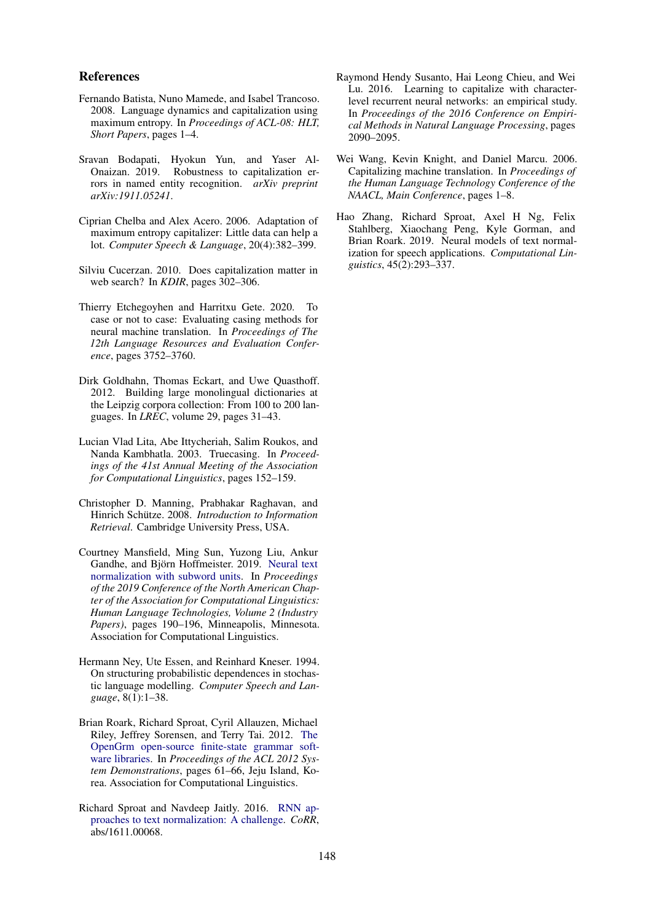## References

Fernando Batista, Nuno Mamede, and Isabel Trancoso. 2008. Language dynamics and capitalization using maximum entropy. In *Proceedings of ACL-08: HLT, Short Papers*, pages 1–4.

Sravan Bodapati, Hyokun Yun, and Yaser Al-Onaizan. 2019. Robustness to capitalization errors in named entity recognition. *arXiv preprint arXiv:1911.05241*.

Ciprian Chelba and Alex Acero. 2006. Adaptation of maximum entropy capitalizer: Little data can help a lot. *Computer Speech & Language*, 20(4):382–399.

Silviu Cucerzan. 2010. Does capitalization matter in web search? In *KDIR*, pages 302–306.

Thierry Etchegoyhen and Harritxu Gete. 2020. To case or not to case: Evaluating casing methods for neural machine translation. In *Proceedings of The 12th Language Resources and Evaluation Conference*, pages 3752–3760.

Dirk Goldhahn, Thomas Eckart, and Uwe Quasthoff. 2012. Building large monolingual dictionaries at the Leipzig corpora collection: From 100 to 200 languages. In *LREC*, volume 29, pages 31–43.

Lucian Vlad Lita, Abe Ittycheriah, Salim Roukos, and Nanda Kambhatla. 2003. Truecasing. In *Proceedings of the 41st Annual Meeting of the Association for Computational Linguistics*, pages 152–159.

Christopher D. Manning, Prabhakar Raghavan, and Hinrich Schütze. 2008. *Introduction to Information Retrieval*. Cambridge University Press, USA.

Courtney Mansfield, Ming Sun, Yuzong Liu, Ankur Gandhe, and Björn Hoffmeister. 2019. Neural text normalization with subword units. In *Proceedings of the 2019 Conference of the North American Chapter of the Association for Computational Linguistics: Human Language Technologies, Volume 2 (Industry Papers)*, pages 190–196, Minneapolis, Minnesota. Association for Computational Linguistics.

Hermann Ney, Ute Essen, and Reinhard Kneser. 1994. On structuring probabilistic dependences in stochastic language modelling. *Computer Speech and Language*, 8(1):1–38.

Brian Roark, Richard Sproat, Cyril Allauzen, Michael Riley, Jeffrey Sorensen, and Terry Tai. 2012. The OpenGrm open-source finite-state grammar software libraries. In *Proceedings of the ACL 2012 System Demonstrations*, pages 61–66, Jeju Island, Korea. Association for Computational Linguistics.

Richard Sproat and Navdeep Jaitly. 2016. RNN approaches to text normalization: A challenge. *CoRR*, abs/1611.00068.

Raymond Hendy Susanto, Hai Leong Chieu, and Wei Lu. 2016. Learning to capitalize with character-level recurrent neural networks: an empirical study. In *Proceedings of the 2016 Conference on Empirical Methods in Natural Language Processing*, pages 2090–2095.

Wei Wang, Kevin Knight, and Daniel Marcu. 2006. Capitalizing machine translation. In *Proceedings of the Human Language Technology Conference of the NAACL, Main Conference*, pages 1–8.

Hao Zhang, Richard Sproat, Axel H Ng, Felix Stahlberg, Xiaochang Peng, Kyle Gorman, and Brian Roark. 2019. Neural models of text normalization for speech applications. *Computational Linguistics*, 45(2):293–337.